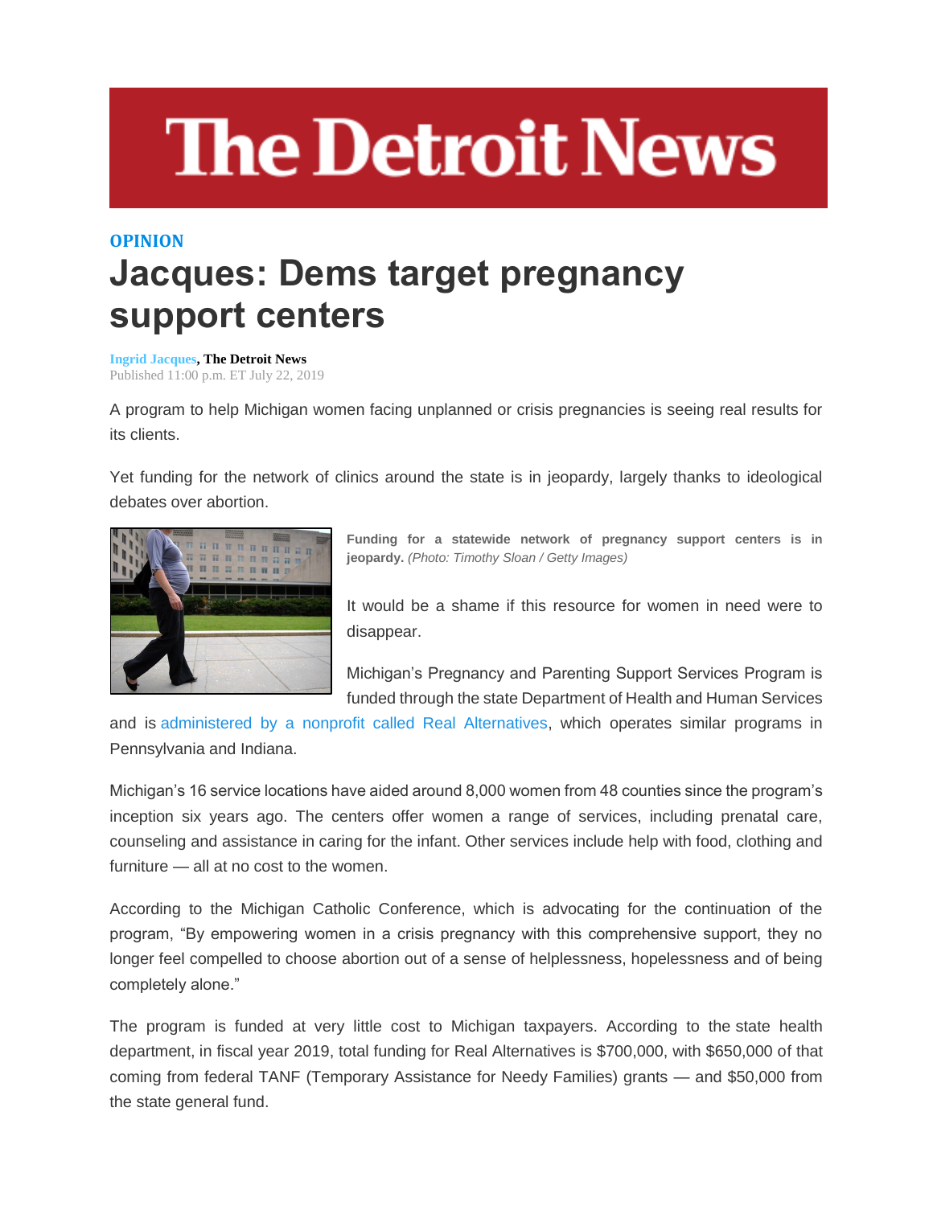# The Detroit News

**OPINION**

# Jacques: Dems target pregnancy support centers

**Ingrid Jacques, The Detroit News**
Published 11:00 p.m. ET July 22, 2019

A program to help Michigan women facing unplanned or crisis pregnancies is seeing real results for its clients.

Yet funding for the network of clinics around the state is in jeopardy, largely thanks to ideological debates over abortion.

**Funding for a statewide network of pregnancy support centers is in jeopardy.** *(Photo: Timothy Sloan / Getty Images)*

It would be a shame if this resource for women in need were to disappear.

Michigan's Pregnancy and Parenting Support Services Program is funded through the state Department of Health and Human Services and is administered by a nonprofit called Real Alternatives, which operates similar programs in Pennsylvania and Indiana.

Michigan's 16 service locations have aided around 8,000 women from 48 counties since the program's inception six years ago. The centers offer women a range of services, including prenatal care, counseling and assistance in caring for the infant. Other services include help with food, clothing and furniture — all at no cost to the women.

According to the Michigan Catholic Conference, which is advocating for the continuation of the program, "By empowering women in a crisis pregnancy with this comprehensive support, they no longer feel compelled to choose abortion out of a sense of helplessness, hopelessness and of being completely alone."

The program is funded at very little cost to Michigan taxpayers. According to the state health department, in fiscal year 2019, total funding for Real Alternatives is $700,000, with $650,000 of that coming from federal TANF (Temporary Assistance for Needy Families) grants — and $50,000 from the state general fund.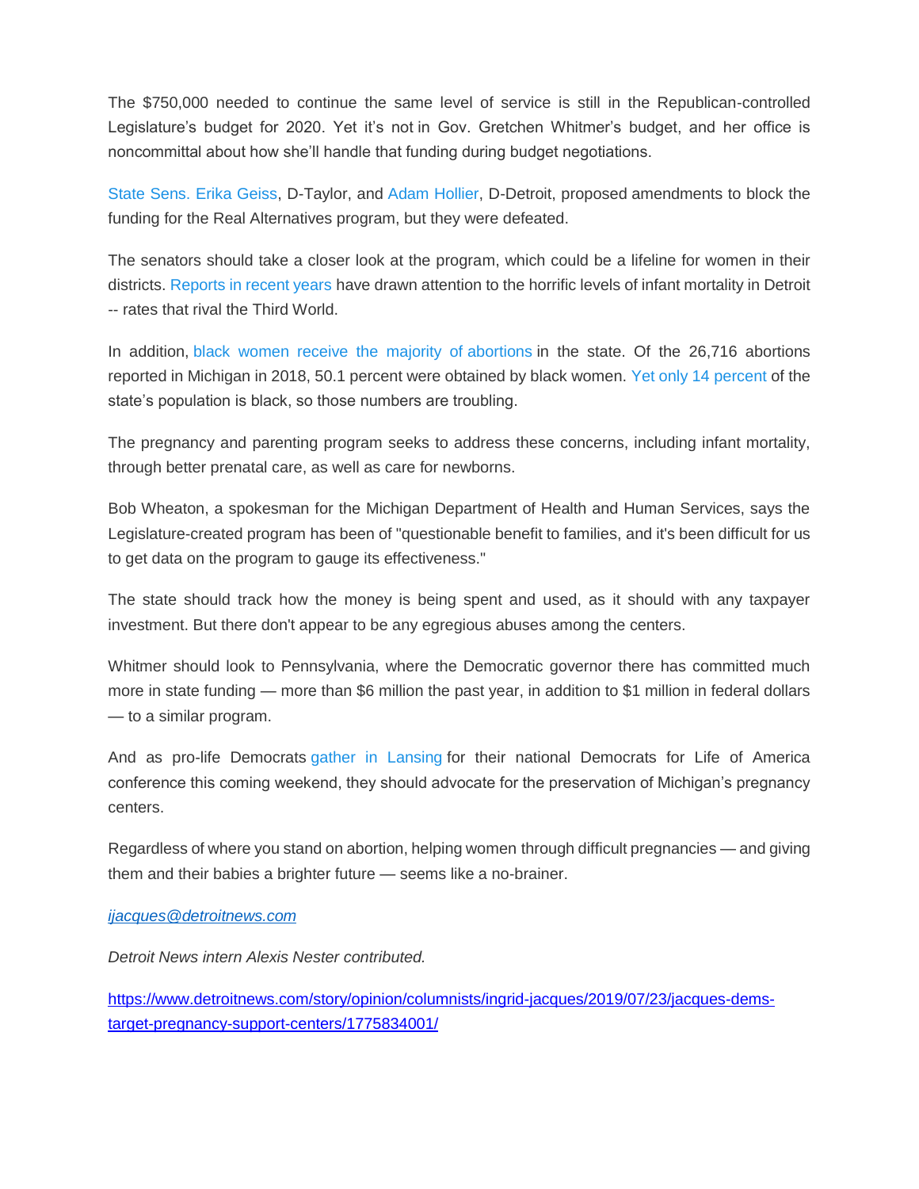The $750,000 needed to continue the same level of service is still in the Republican-controlled Legislature's budget for 2020. Yet it's not in Gov. Gretchen Whitmer's budget, and her office is noncommittal about how she'll handle that funding during budget negotiations.

State Sens. Erika Geiss, D-Taylor, and Adam Hollier, D-Detroit, proposed amendments to block the funding for the Real Alternatives program, but they were defeated.

The senators should take a closer look at the program, which could be a lifeline for women in their districts. Reports in recent years have drawn attention to the horrific levels of infant mortality in Detroit -- rates that rival the Third World.

In addition, black women receive the majority of abortions in the state. Of the 26,716 abortions reported in Michigan in 2018, 50.1 percent were obtained by black women. Yet only 14 percent of the state's population is black, so those numbers are troubling.

The pregnancy and parenting program seeks to address these concerns, including infant mortality, through better prenatal care, as well as care for newborns.

Bob Wheaton, a spokesman for the Michigan Department of Health and Human Services, says the Legislature-created program has been of "questionable benefit to families, and it's been difficult for us to get data on the program to gauge its effectiveness."

The state should track how the money is being spent and used, as it should with any taxpayer investment. But there don't appear to be any egregious abuses among the centers.

Whitmer should look to Pennsylvania, where the Democratic governor there has committed much more in state funding — more than $6 million the past year, in addition to $1 million in federal dollars — to a similar program.

And as pro-life Democrats gather in Lansing for their national Democrats for Life of America conference this coming weekend, they should advocate for the preservation of Michigan's pregnancy centers.

Regardless of where you stand on abortion, helping women through difficult pregnancies — and giving them and their babies a brighter future — seems like a no-brainer.

*ijacques@detroitnews.com*

*Detroit News intern Alexis Nester contributed.*

https://www.detroitnews.com/story/opinion/columnists/ingrid-jacques/2019/07/23/jacques-dems-target-pregnancy-support-centers/1775834001/